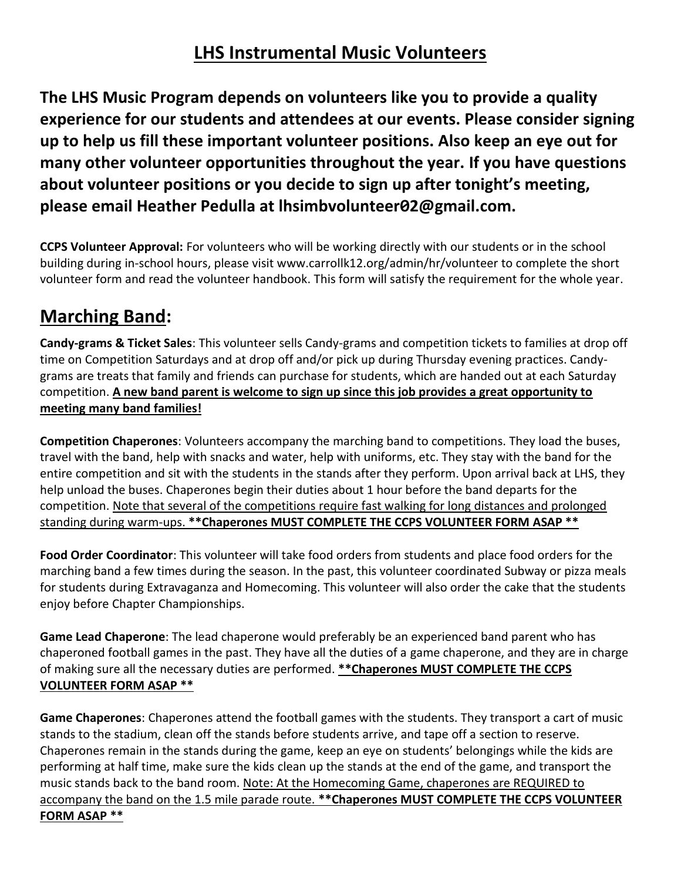# LHS Instrumental Music Volunteers

**The LHS Music Program depends on volunteers like you to provide a quality experience for our students and attendees at our events. Please consider signing up to help us fill these important volunteer positions. Also keep an eye out for many other volunteer opportunities throughout the year. If you have questions about volunteer positions or you decide to sign up after tonight's meeting, please email Heather Pedulla at lhsimbvolunteer02@gmail.com.**

**CCPS Volunteer Approval:** For volunteers who will be working directly with our students or in the school building during in-school hours, please visit www.carrollk12.org/admin/hr/volunteer to complete the short volunteer form and read the volunteer handbook. This form will satisfy the requirement for the whole year.

## Marching Band:

**Candy-grams & Ticket Sales**: This volunteer sells Candy-grams and competition tickets to families at drop off time on Competition Saturdays and at drop off and/or pick up during Thursday evening practices. Candy-grams are treats that family and friends can purchase for students, which are handed out at each Saturday competition. **A new band parent is welcome to sign up since this job provides a great opportunity to meeting many band families!**

**Competition Chaperones**: Volunteers accompany the marching band to competitions. They load the buses, travel with the band, help with snacks and water, help with uniforms, etc. They stay with the band for the entire competition and sit with the students in the stands after they perform. Upon arrival back at LHS, they help unload the buses. Chaperones begin their duties about 1 hour before the band departs for the competition. Note that several of the competitions require fast walking for long distances and prolonged standing during warm-ups. **\*\*Chaperones MUST COMPLETE THE CCPS VOLUNTEER FORM ASAP \*\***

**Food Order Coordinator**: This volunteer will take food orders from students and place food orders for the marching band a few times during the season. In the past, this volunteer coordinated Subway or pizza meals for students during Extravaganza and Homecoming. This volunteer will also order the cake that the students enjoy before Chapter Championships.

**Game Lead Chaperone**: The lead chaperone would preferably be an experienced band parent who has chaperoned football games in the past. They have all the duties of a game chaperone, and they are in charge of making sure all the necessary duties are performed. **\*\*Chaperones MUST COMPLETE THE CCPS VOLUNTEER FORM ASAP \*\***

**Game Chaperones**: Chaperones attend the football games with the students. They transport a cart of music stands to the stadium, clean off the stands before students arrive, and tape off a section to reserve. Chaperones remain in the stands during the game, keep an eye on students' belongings while the kids are performing at half time, make sure the kids clean up the stands at the end of the game, and transport the music stands back to the band room. Note: At the Homecoming Game, chaperones are REQUIRED to accompany the band on the 1.5 mile parade route. **\*\*Chaperones MUST COMPLETE THE CCPS VOLUNTEER FORM ASAP \*\***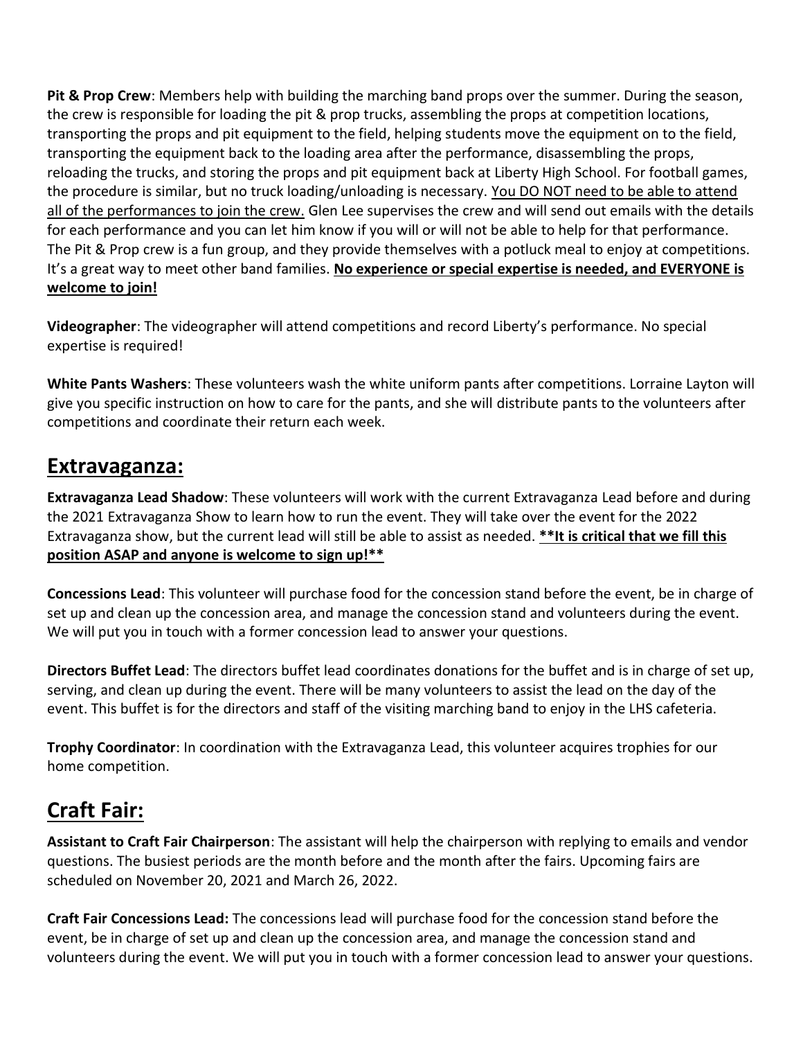**Pit & Prop Crew**: Members help with building the marching band props over the summer. During the season, the crew is responsible for loading the pit & prop trucks, assembling the props at competition locations, transporting the props and pit equipment to the field, helping students move the equipment on to the field, transporting the equipment back to the loading area after the performance, disassembling the props, reloading the trucks, and storing the props and pit equipment back at Liberty High School. For football games, the procedure is similar, but no truck loading/unloading is necessary. <u>You DO NOT need to be able to attend all of the performances to join the crew.</u> Glen Lee supervises the crew and will send out emails with the details for each performance and you can let him know if you will or will not be able to help for that performance. The Pit & Prop crew is a fun group, and they provide themselves with a potluck meal to enjoy at competitions. It's a great way to meet other band families. **<u>No experience or special expertise is needed, and EVERYONE is welcome to join!</u>**

**Videographer**: The videographer will attend competitions and record Liberty's performance. No special expertise is required!

**White Pants Washers**: These volunteers wash the white uniform pants after competitions. Lorraine Layton will give you specific instruction on how to care for the pants, and she will distribute pants to the volunteers after competitions and coordinate their return each week.

## Extravaganza:

**Extravaganza Lead Shadow**: These volunteers will work with the current Extravaganza Lead before and during the 2021 Extravaganza Show to learn how to run the event. They will take over the event for the 2022 Extravaganza show, but the current lead will still be able to assist as needed. **<u>**It is critical that we fill this position ASAP and anyone is welcome to sign up!**</u>**

**Concessions Lead**: This volunteer will purchase food for the concession stand before the event, be in charge of set up and clean up the concession area, and manage the concession stand and volunteers during the event. We will put you in touch with a former concession lead to answer your questions.

**Directors Buffet Lead**: The directors buffet lead coordinates donations for the buffet and is in charge of set up, serving, and clean up during the event. There will be many volunteers to assist the lead on the day of the event. This buffet is for the directors and staff of the visiting marching band to enjoy in the LHS cafeteria.

**Trophy Coordinator**: In coordination with the Extravaganza Lead, this volunteer acquires trophies for our home competition.

## Craft Fair:

**Assistant to Craft Fair Chairperson**: The assistant will help the chairperson with replying to emails and vendor questions. The busiest periods are the month before and the month after the fairs. Upcoming fairs are scheduled on November 20, 2021 and March 26, 2022.

**Craft Fair Concessions Lead:** The concessions lead will purchase food for the concession stand before the event, be in charge of set up and clean up the concession area, and manage the concession stand and volunteers during the event. We will put you in touch with a former concession lead to answer your questions.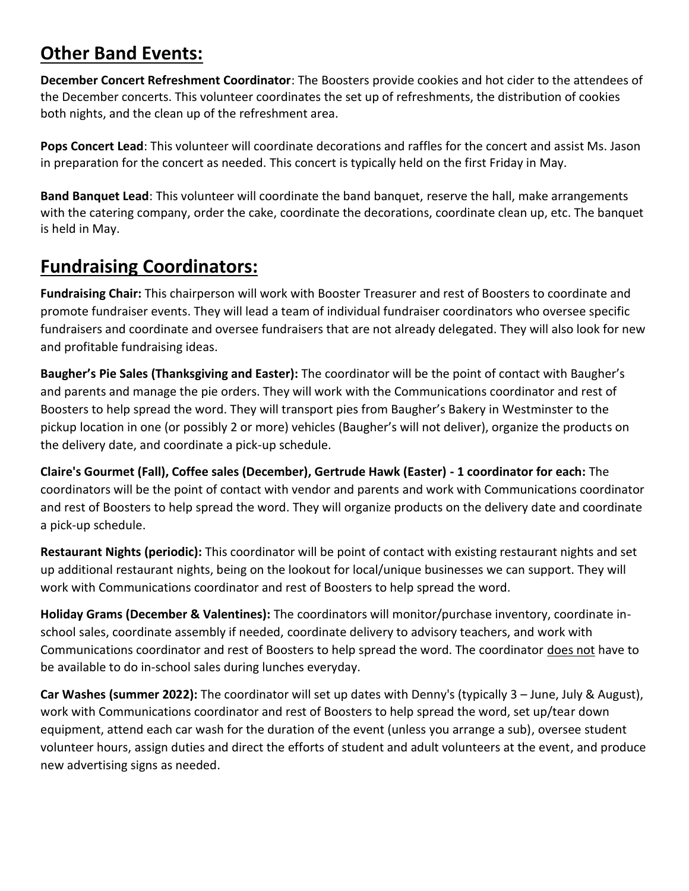## Other Band Events:

**December Concert Refreshment Coordinator**: The Boosters provide cookies and hot cider to the attendees of the December concerts. This volunteer coordinates the set up of refreshments, the distribution of cookies both nights, and the clean up of the refreshment area.

**Pops Concert Lead**: This volunteer will coordinate decorations and raffles for the concert and assist Ms. Jason in preparation for the concert as needed. This concert is typically held on the first Friday in May.

**Band Banquet Lead**: This volunteer will coordinate the band banquet, reserve the hall, make arrangements with the catering company, order the cake, coordinate the decorations, coordinate clean up, etc. The banquet is held in May.

## Fundraising Coordinators:

**Fundraising Chair:** This chairperson will work with Booster Treasurer and rest of Boosters to coordinate and promote fundraiser events. They will lead a team of individual fundraiser coordinators who oversee specific fundraisers and coordinate and oversee fundraisers that are not already delegated. They will also look for new and profitable fundraising ideas.

**Baugher's Pie Sales (Thanksgiving and Easter):** The coordinator will be the point of contact with Baugher's and parents and manage the pie orders. They will work with the Communications coordinator and rest of Boosters to help spread the word. They will transport pies from Baugher's Bakery in Westminster to the pickup location in one (or possibly 2 or more) vehicles (Baugher's will not deliver), organize the products on the delivery date, and coordinate a pick-up schedule.

**Claire's Gourmet (Fall), Coffee sales (December), Gertrude Hawk (Easter) - 1 coordinator for each:** The coordinators will be the point of contact with vendor and parents and work with Communications coordinator and rest of Boosters to help spread the word. They will organize products on the delivery date and coordinate a pick-up schedule.

**Restaurant Nights (periodic):** This coordinator will be point of contact with existing restaurant nights and set up additional restaurant nights, being on the lookout for local/unique businesses we can support. They will work with Communications coordinator and rest of Boosters to help spread the word.

**Holiday Grams (December & Valentines):** The coordinators will monitor/purchase inventory, coordinate in-school sales, coordinate assembly if needed, coordinate delivery to advisory teachers, and work with Communications coordinator and rest of Boosters to help spread the word. The coordinator does not have to be available to do in-school sales during lunches everyday.

**Car Washes (summer 2022):** The coordinator will set up dates with Denny's (typically 3 – June, July & August), work with Communications coordinator and rest of Boosters to help spread the word, set up/tear down equipment, attend each car wash for the duration of the event (unless you arrange a sub), oversee student volunteer hours, assign duties and direct the efforts of student and adult volunteers at the event, and produce new advertising signs as needed.